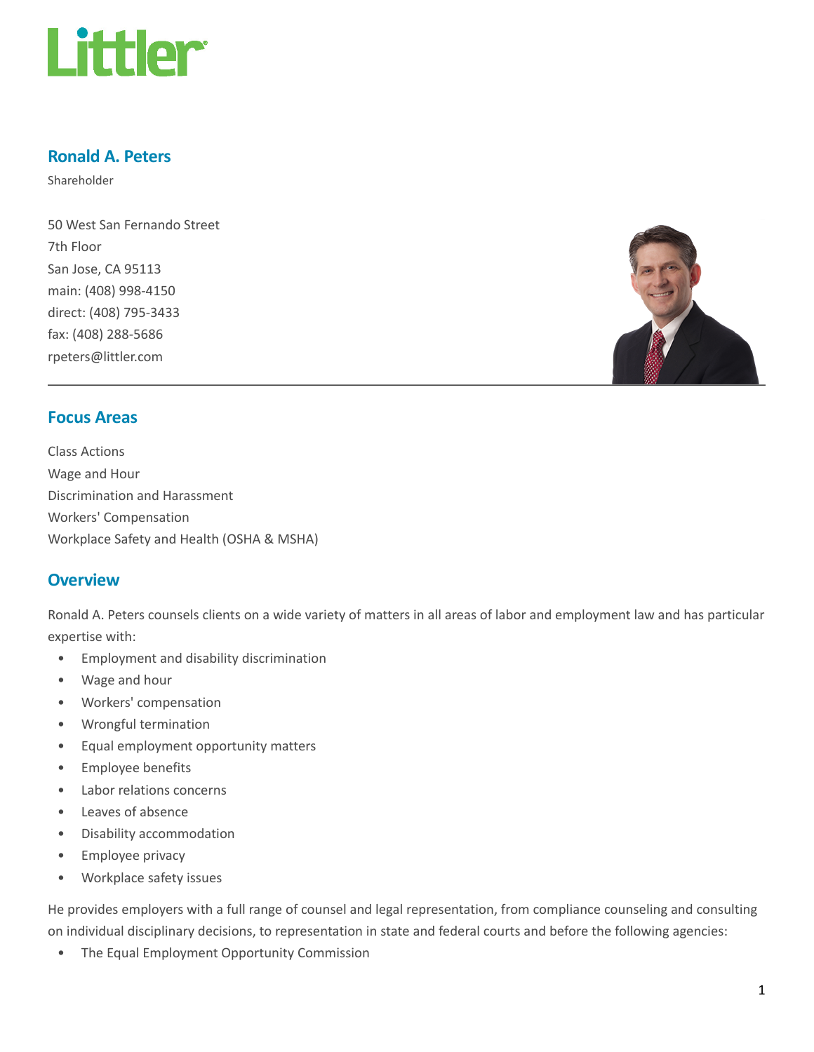# Ronald A. Peters

Shareholder

50 West San Fernando Street
7th Floor
San Jose, CA 95113
main: (408) 998-4150
direct: (408) 795-3433
fax: (408) 288-5686
rpeters@littler.com

## Focus Areas

Class Actions
Wage and Hour
Discrimination and Harassment
Workers' Compensation
Workplace Safety and Health (OSHA & MSHA)

## Overview

Ronald A. Peters counsels clients on a wide variety of matters in all areas of labor and employment law and has particular expertise with:

- Employment and disability discrimination
- Wage and hour
- Workers' compensation
- Wrongful termination
- Equal employment opportunity matters
- Employee benefits
- Labor relations concerns
- Leaves of absence
- Disability accommodation
- Employee privacy
- Workplace safety issues

He provides employers with a full range of counsel and legal representation, from compliance counseling and consulting on individual disciplinary decisions, to representation in state and federal courts and before the following agencies:

- The Equal Employment Opportunity Commission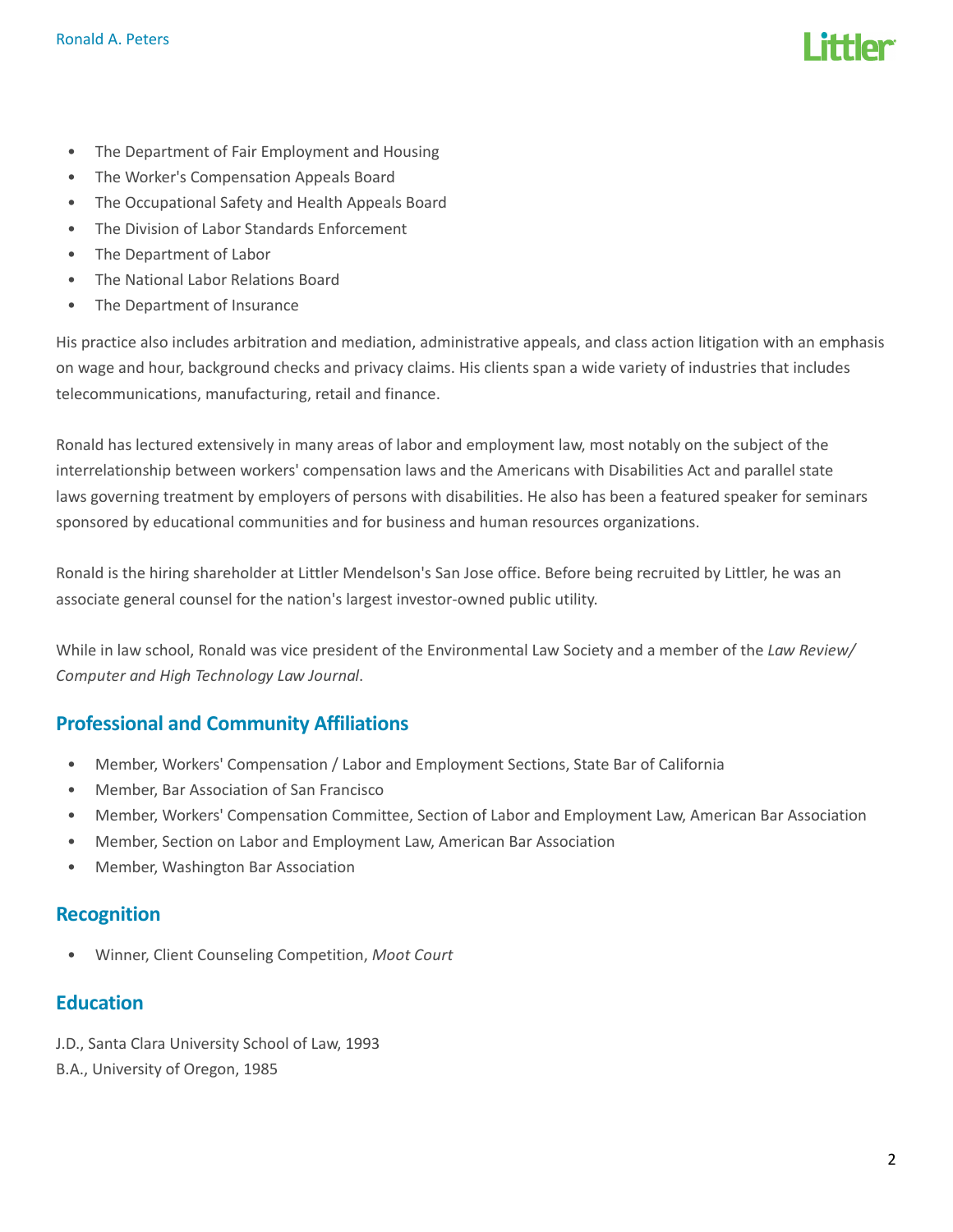- The Department of Fair Employment and Housing
- The Worker's Compensation Appeals Board
- The Occupational Safety and Health Appeals Board
- The Division of Labor Standards Enforcement
- The Department of Labor
- The National Labor Relations Board
- The Department of Insurance

His practice also includes arbitration and mediation, administrative appeals, and class action litigation with an emphasis on wage and hour, background checks and privacy claims. His clients span a wide variety of industries that includes telecommunications, manufacturing, retail and finance.

Ronald has lectured extensively in many areas of labor and employment law, most notably on the subject of the interrelationship between workers' compensation laws and the Americans with Disabilities Act and parallel state laws governing treatment by employers of persons with disabilities. He also has been a featured speaker for seminars sponsored by educational communities and for business and human resources organizations.

Ronald is the hiring shareholder at Littler Mendelson's San Jose office. Before being recruited by Littler, he was an associate general counsel for the nation's largest investor-owned public utility.

While in law school, Ronald was vice president of the Environmental Law Society and a member of the *Law Review/ Computer and High Technology Law Journal*.

## Professional and Community Affiliations

- Member, Workers' Compensation / Labor and Employment Sections, State Bar of California
- Member, Bar Association of San Francisco
- Member, Workers' Compensation Committee, Section of Labor and Employment Law, American Bar Association
- Member, Section on Labor and Employment Law, American Bar Association
- Member, Washington Bar Association

## Recognition

- Winner, Client Counseling Competition, *Moot Court*

## Education

J.D., Santa Clara University School of Law, 1993
B.A., University of Oregon, 1985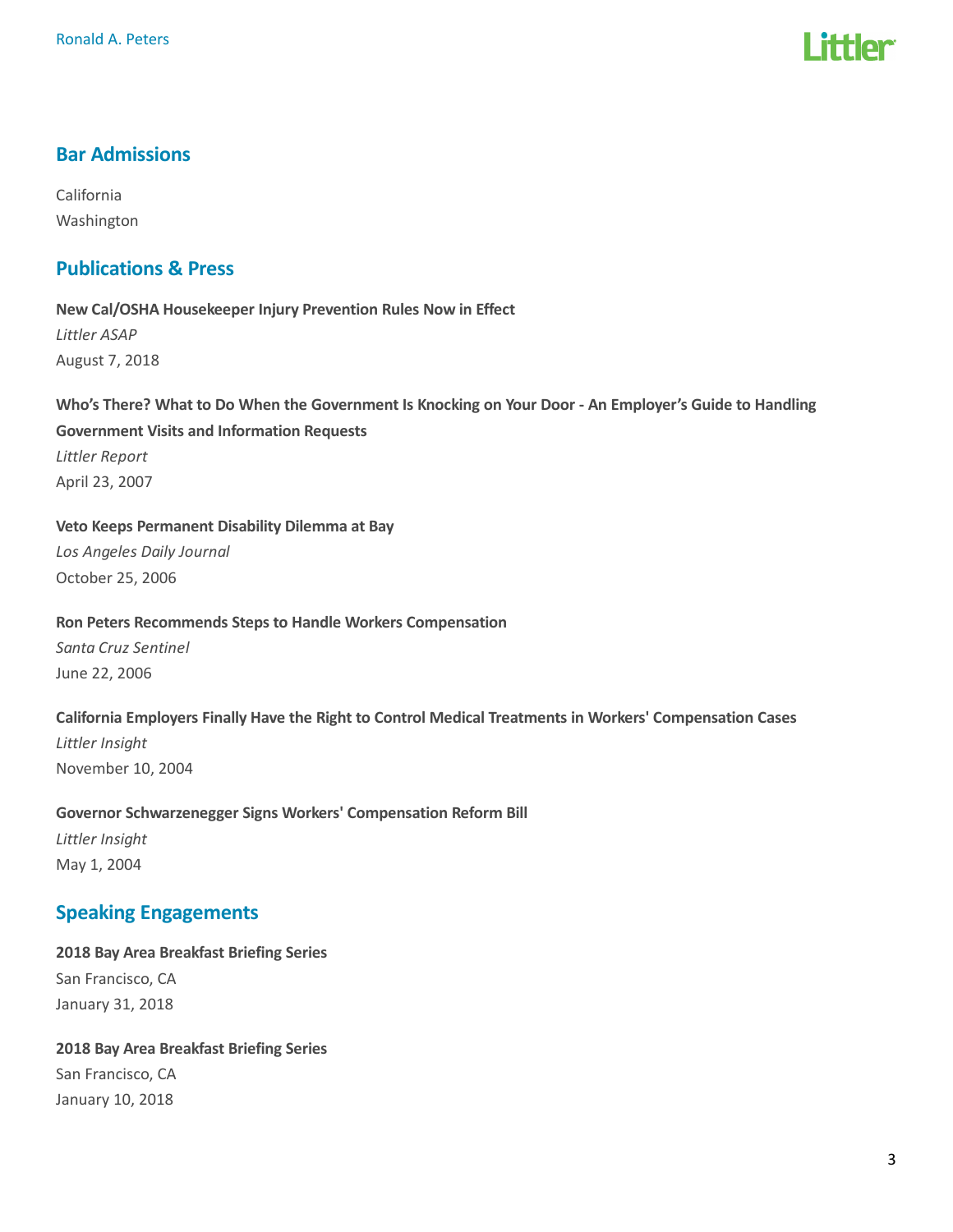## Bar Admissions

California
Washington

## Publications & Press

**New Cal/OSHA Housekeeper Injury Prevention Rules Now in Effect**
*Littler ASAP*
August 7, 2018

**Who's There? What to Do When the Government Is Knocking on Your Door - An Employer's Guide to Handling Government Visits and Information Requests**
*Littler Report*
April 23, 2007

**Veto Keeps Permanent Disability Dilemma at Bay**
*Los Angeles Daily Journal*
October 25, 2006

**Ron Peters Recommends Steps to Handle Workers Compensation**
*Santa Cruz Sentinel*
June 22, 2006

**California Employers Finally Have the Right to Control Medical Treatments in Workers' Compensation Cases**
*Littler Insight*
November 10, 2004

**Governor Schwarzenegger Signs Workers' Compensation Reform Bill**
*Littler Insight*
May 1, 2004

## Speaking Engagements

**2018 Bay Area Breakfast Briefing Series**
San Francisco, CA
January 31, 2018

**2018 Bay Area Breakfast Briefing Series**
San Francisco, CA
January 10, 2018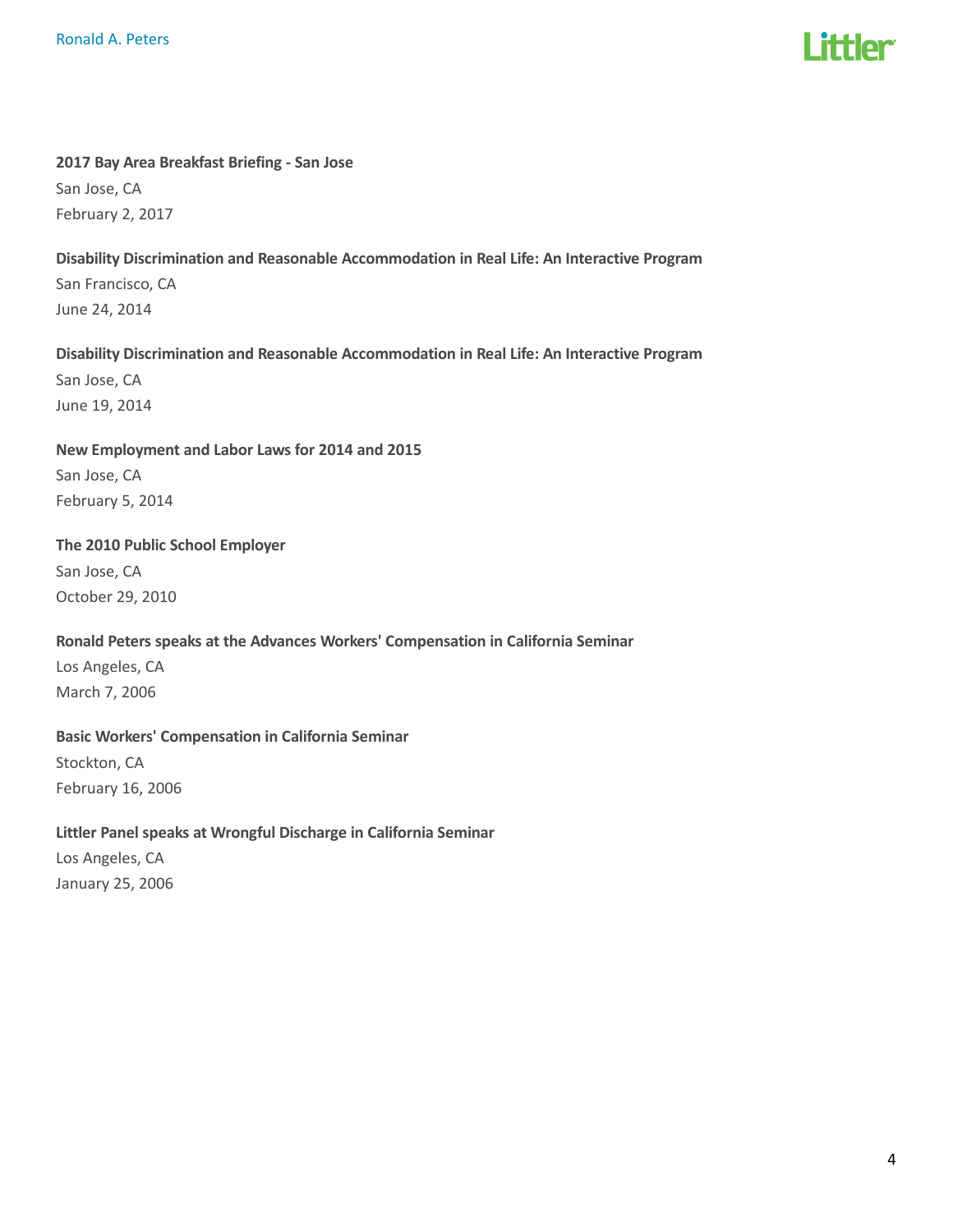**2017 Bay Area Breakfast Briefing - San Jose**

San Jose, CA

February 2, 2017

**Disability Discrimination and Reasonable Accommodation in Real Life: An Interactive Program**

San Francisco, CA

June 24, 2014

**Disability Discrimination and Reasonable Accommodation in Real Life: An Interactive Program**

San Jose, CA

June 19, 2014

**New Employment and Labor Laws for 2014 and 2015**

San Jose, CA

February 5, 2014

**The 2010 Public School Employer**

San Jose, CA

October 29, 2010

**Ronald Peters speaks at the Advances Workers' Compensation in California Seminar**

Los Angeles, CA

March 7, 2006

**Basic Workers' Compensation in California Seminar**

Stockton, CA

February 16, 2006

**Littler Panel speaks at Wrongful Discharge in California Seminar**

Los Angeles, CA

January 25, 2006